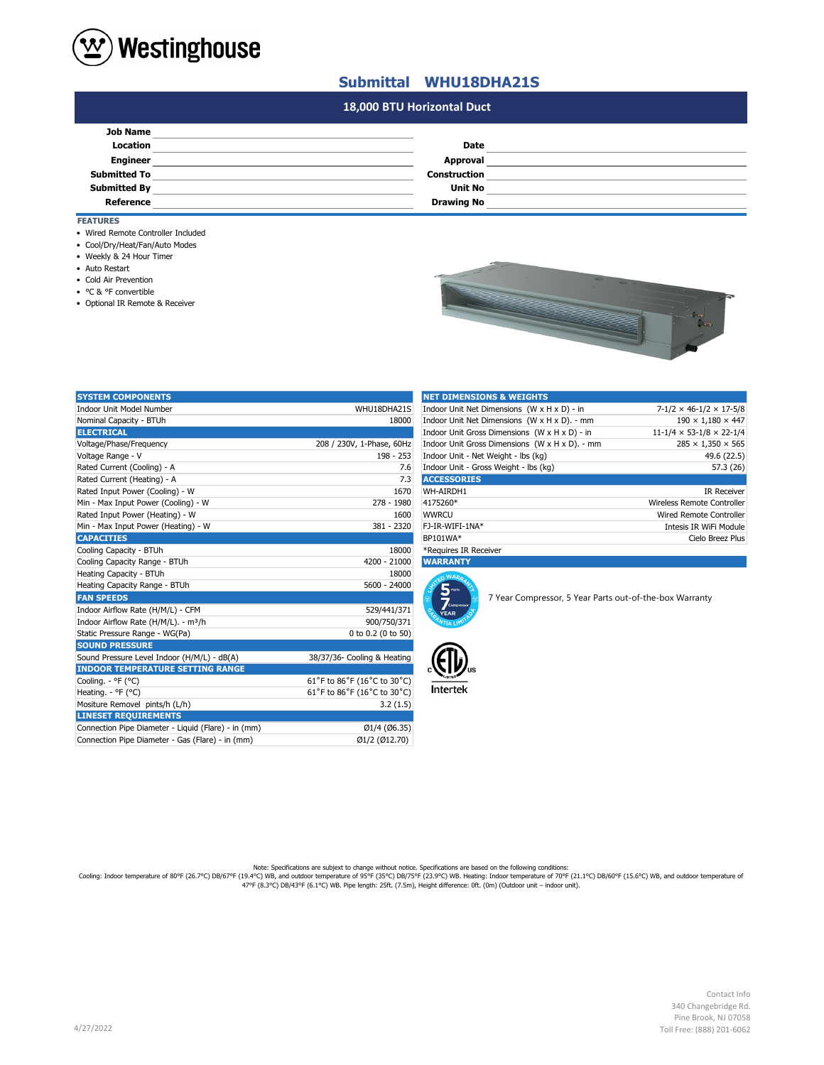# Westinghouse

## Submittal WHU18DHA21S

### 18,000 BTU Horizontal Duct

| | | | |
|---|---|---|---|
| **Job Name** | | | |
| **Location** | | **Date** | |
| **Engineer** | | **Approval** | |
| **Submitted To** | | **Construction** | |
| **Submitted By** | | **Unit No** | |
| **Reference** | | **Drawing No** | |

### FEATURES

- Wired Remote Controller Included
- Cool/Dry/Heat/Fan/Auto Modes
- Weekly & 24 Hour Timer
- Auto Restart
- Cold Air Prevention
- °C & °F convertible
- Optional IR Remote & Receiver

| SYSTEM COMPONENTS | |
|---|---|
| Indoor Unit Model Number | WHU18DHA21S |
| Nominal Capacity - BTUh | 18000 |
| **ELECTRICAL** | |
| Voltage/Phase/Frequency | 208 / 230V, 1-Phase, 60Hz |
| Voltage Range - V | 198 - 253 |
| Rated Current (Cooling) - A | 7.6 |
| Rated Current (Heating) - A | 7.3 |
| Rated Input Power (Cooling) - W | 1670 |
| Min - Max Input Power (Cooling) - W | 278 - 1980 |
| Rated Input Power (Heating) - W | 1600 |
| Min - Max Input Power (Heating) - W | 381 - 2320 |
| **CAPACITIES** | |
| Cooling Capacity - BTUh | 18000 |
| Cooling Capacity Range - BTUh | 4200 - 21000 |
| Heating Capacity - BTUh | 18000 |
| Heating Capacity Range - BTUh | 5600 - 24000 |
| **FAN SPEEDS** | |
| Indoor Airflow Rate (H/M/L) - CFM | 529/441/371 |
| Indoor Airflow Rate (H/M/L). - m³/h | 900/750/371 |
| Static Pressure Range - WG(Pa) | 0 to 0.2 (0 to 50) |
| **SOUND PRESSURE** | |
| Sound Pressure Level Indoor (H/M/L) - dB(A) | 38/37/36- Cooling & Heating |
| **INDOOR TEMPERATURE SETTING RANGE** | |
| Cooling. - °F (°C) | 61˚F to 86˚F (16˚C to 30˚C) |
| Heating. - °F (°C) | 61˚F to 86˚F (16˚C to 30˚C) |
| Mositure Removel pints/h (L/h) | 3.2 (1.5) |
| **LINESET REQUIREMENTS** | |
| Connection Pipe Diameter - Liquid (Flare) - in (mm) | Ø1/4 (Ø6.35) |
| Connection Pipe Diameter - Gas (Flare) - in (mm) | Ø1/2 (Ø12.70) |

| NET DIMENSIONS & WEIGHTS | |
|---|---|
| Indoor Unit Net Dimensions (W x H x D) - in | 7-1/2 × 46-1/2 × 17-5/8 |
| Indoor Unit Net Dimensions (W x H x D). - mm | 190 × 1,180 × 447 |
| Indoor Unit Gross Dimensions (W x H x D) - in | 11-1/4 × 53-1/8 × 22-1/4 |
| Indoor Unit Gross Dimensions (W x H x D). - mm | 285 × 1,350 × 565 |
| Indoor Unit - Net Weight - lbs (kg) | 49.6 (22.5) |
| Indoor Unit - Gross Weight - lbs (kg) | 57.3 (26) |
| **ACCESSORIES** | |
| WH-AIRDH1 | IR Receiver |
| 4175260* | Wireless Remote Controller |
| WWRCU | Wired Remote Controller |
| FJ-IR-WIFI-1NA* | Intesis IR WiFi Module |
| BP101WA* | Cielo Breez Plus |

*Requires IR Receiver

### WARRANTY

7 Year Compressor, 5 Year Parts out-of-the-box Warranty

Intertek

Note: Specifications are subject to change without notice. Specifications are based on the following conditions:
Cooling: Indoor temperature of 80°F (26.7°C) DB/67°F (19.4°C) WB, and outdoor temperature of 95°F (35°C) DB/75°F (23.9°C) WB. Heating: Indoor temperature of 70°F (21.1°C) DB/60°F (15.6°C) WB, and outdoor temperature of 47°F (8.3°C) DB/43°F (6.1°C) WB. Pipe length: 25ft. (7.5m), Height difference: 0ft. (0m) (Outdoor unit – indoor unit).

4/27/2022

Contact Info
340 Changebridge Rd.
Pine Brook, NJ 07058
Toll Free: (888) 201-6062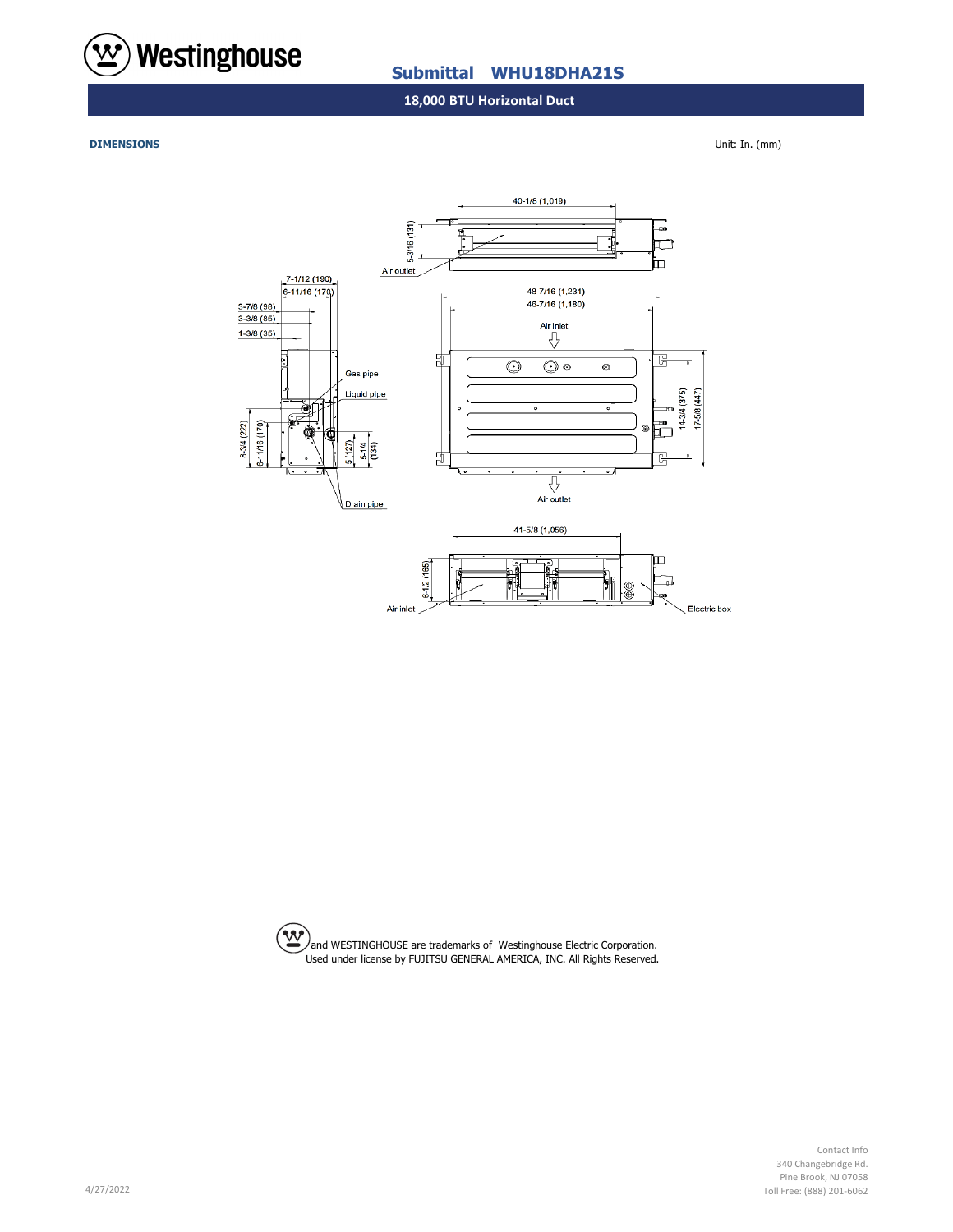# Westinghouse

## Submittal WHU18DHA21S

### 18,000 BTU Horizontal Duct

**DIMENSIONS**

Unit: In. (mm)

40-1/8 (1,019)

5-3/16 (131)

Air outlet

7-1/12 (190)

6-11/16 (170)

3-7/8 (98)

3-3/8 (85)

1-3/8 (35)

Gas pipe

Liquid pipe

8-3/4 (222)

6-11/16 (170)

5 (127)

5-1/4 (134)

Drain pipe

48-7/16 (1,231)

46-7/16 (1,180)

Air inlet

14-3/4 (375)

17-5/8 (447)

Air outlet

41-5/8 (1,056)

6-1/2 (165)

Air inlet

Electric box

and WESTINGHOUSE are trademarks of Westinghouse Electric Corporation.
Used under license by FUJITSU GENERAL AMERICA, INC. All Rights Reserved.

4/27/2022

Contact Info
340 Changebridge Rd.
Pine Brook, NJ 07058
Toll Free: (888) 201-6062